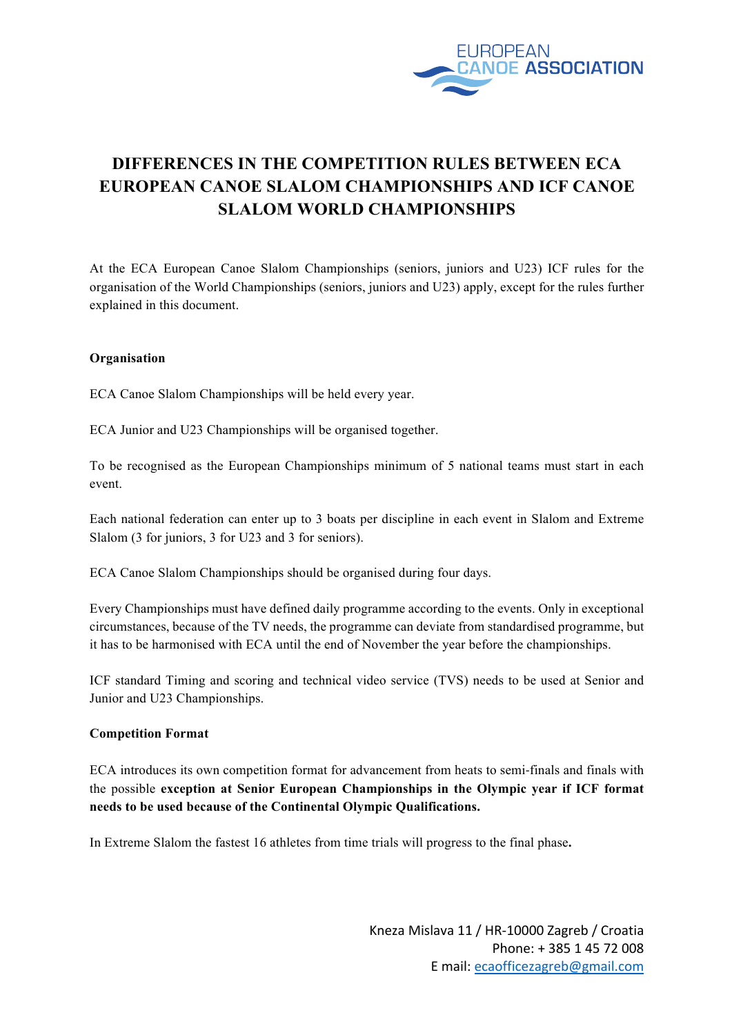# DIFFERENCES IN THE COMPETITION RULES BETWEEN ECA EUROPEAN CANOE SLALOM CHAMPIONSHIPS AND ICF CANOE SLALOM WORLD CHAMPIONSHIPS

At the ECA European Canoe Slalom Championships (seniors, juniors and U23) ICF rules for the organisation of the World Championships (seniors, juniors and U23) apply, except for the rules further explained in this document.

**Organisation**

ECA Canoe Slalom Championships will be held every year.

ECA Junior and U23 Championships will be organised together.

To be recognised as the European Championships minimum of 5 national teams must start in each event.

Each national federation can enter up to 3 boats per discipline in each event in Slalom and Extreme Slalom (3 for juniors, 3 for U23 and 3 for seniors).

ECA Canoe Slalom Championships should be organised during four days.

Every Championships must have defined daily programme according to the events. Only in exceptional circumstances, because of the TV needs, the programme can deviate from standardised programme, but it has to be harmonised with ECA until the end of November the year before the championships.

ICF standard Timing and scoring and technical video service (TVS) needs to be used at Senior and Junior and U23 Championships.

**Competition Format**

ECA introduces its own competition format for advancement from heats to semi-finals and finals with the possible **exception at Senior European Championships in the Olympic year if ICF format needs to be used because of the Continental Olympic Qualifications.**

In Extreme Slalom the fastest 16 athletes from time trials will progress to the final phase**.**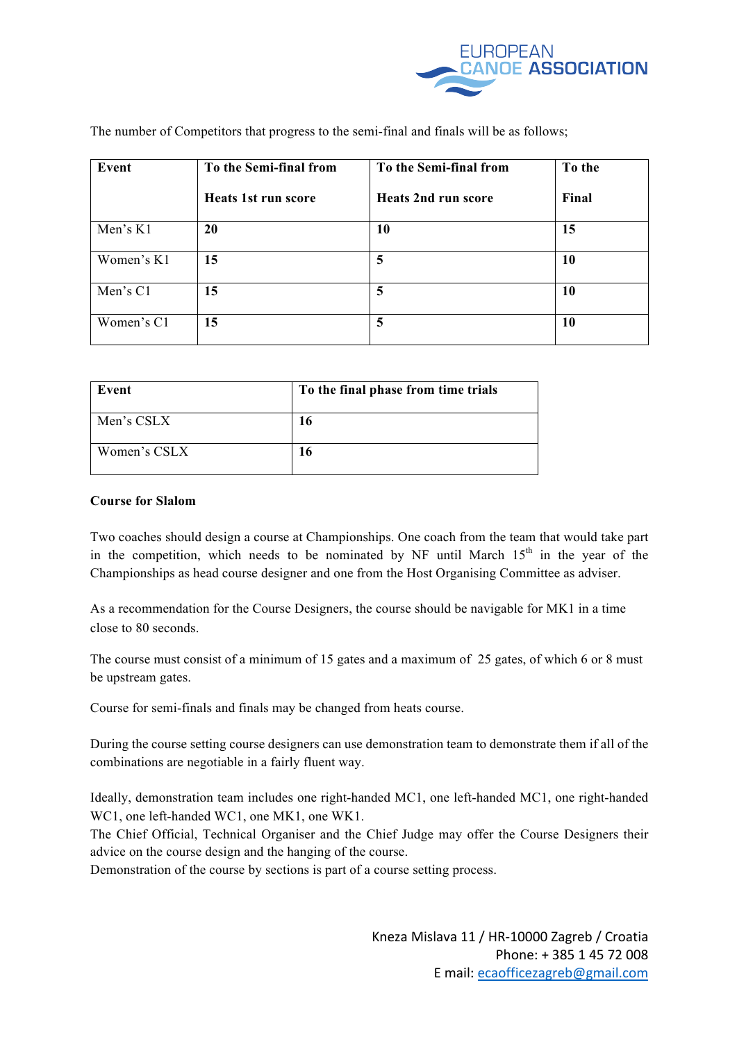The number of Competitors that progress to the semi-final and finals will be as follows;

| Event | To the Semi-final from Heats 1st run score | To the Semi-final from Heats 2nd run score | To the Final |
|---|---|---|---|
| Men's K1 | **20** | **10** | **15** |
| Women's K1 | **15** | **5** | **10** |
| Men's C1 | **15** | **5** | **10** |
| Women's C1 | **15** | **5** | **10** |

| Event | To the final phase from time trials |
|---|---|
| Men's CSLX | **16** |
| Women's CSLX | **16** |

**Course for Slalom**

Two coaches should design a course at Championships. One coach from the team that would take part in the competition, which needs to be nominated by NF until March 15th in the year of the Championships as head course designer and one from the Host Organising Committee as adviser.

As a recommendation for the Course Designers, the course should be navigable for MK1 in a time close to 80 seconds.

The course must consist of a minimum of 15 gates and a maximum of 25 gates, of which 6 or 8 must be upstream gates.

Course for semi-finals and finals may be changed from heats course.

During the course setting course designers can use demonstration team to demonstrate them if all of the combinations are negotiable in a fairly fluent way.

Ideally, demonstration team includes one right-handed MC1, one left-handed MC1, one right-handed WC1, one left-handed WC1, one MK1, one WK1.
The Chief Official, Technical Organiser and the Chief Judge may offer the Course Designers their advice on the course design and the hanging of the course.
Demonstration of the course by sections is part of a course setting process.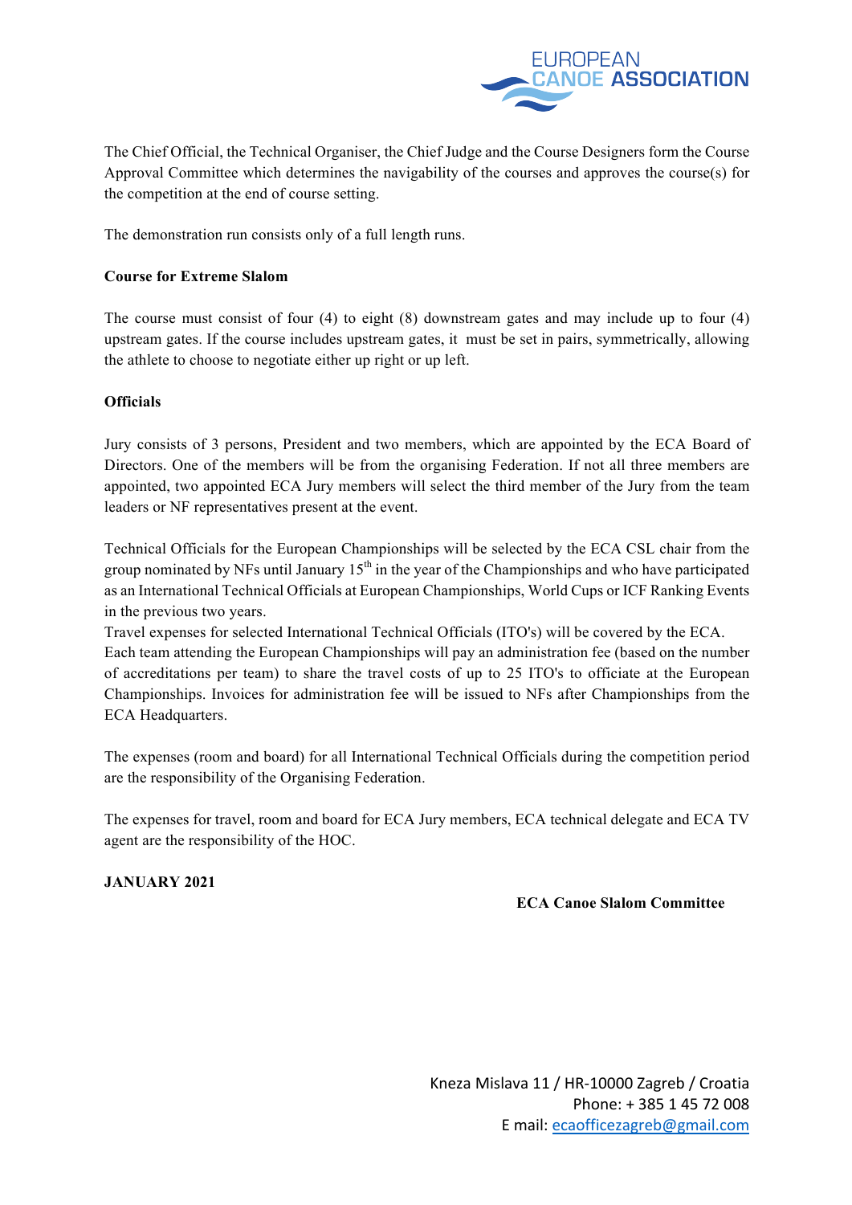The Chief Official, the Technical Organiser, the Chief Judge and the Course Designers form the Course Approval Committee which determines the navigability of the courses and approves the course(s) for the competition at the end of course setting.

The demonstration run consists only of a full length runs.

**Course for Extreme Slalom**

The course must consist of four (4) to eight (8) downstream gates and may include up to four (4) upstream gates. If the course includes upstream gates, it must be set in pairs, symmetrically, allowing the athlete to choose to negotiate either up right or up left.

**Officials**

Jury consists of 3 persons, President and two members, which are appointed by the ECA Board of Directors. One of the members will be from the organising Federation. If not all three members are appointed, two appointed ECA Jury members will select the third member of the Jury from the team leaders or NF representatives present at the event.

Technical Officials for the European Championships will be selected by the ECA CSL chair from the group nominated by NFs until January 15th in the year of the Championships and who have participated as an International Technical Officials at European Championships, World Cups or ICF Ranking Events in the previous two years.
Travel expenses for selected International Technical Officials (ITO's) will be covered by the ECA.
Each team attending the European Championships will pay an administration fee (based on the number of accreditations per team) to share the travel costs of up to 25 ITO's to officiate at the European Championships. Invoices for administration fee will be issued to NFs after Championships from the ECA Headquarters.

The expenses (room and board) for all International Technical Officials during the competition period are the responsibility of the Organising Federation.

The expenses for travel, room and board for ECA Jury members, ECA technical delegate and ECA TV agent are the responsibility of the HOC.

**JANUARY 2021**

**ECA Canoe Slalom Committee**